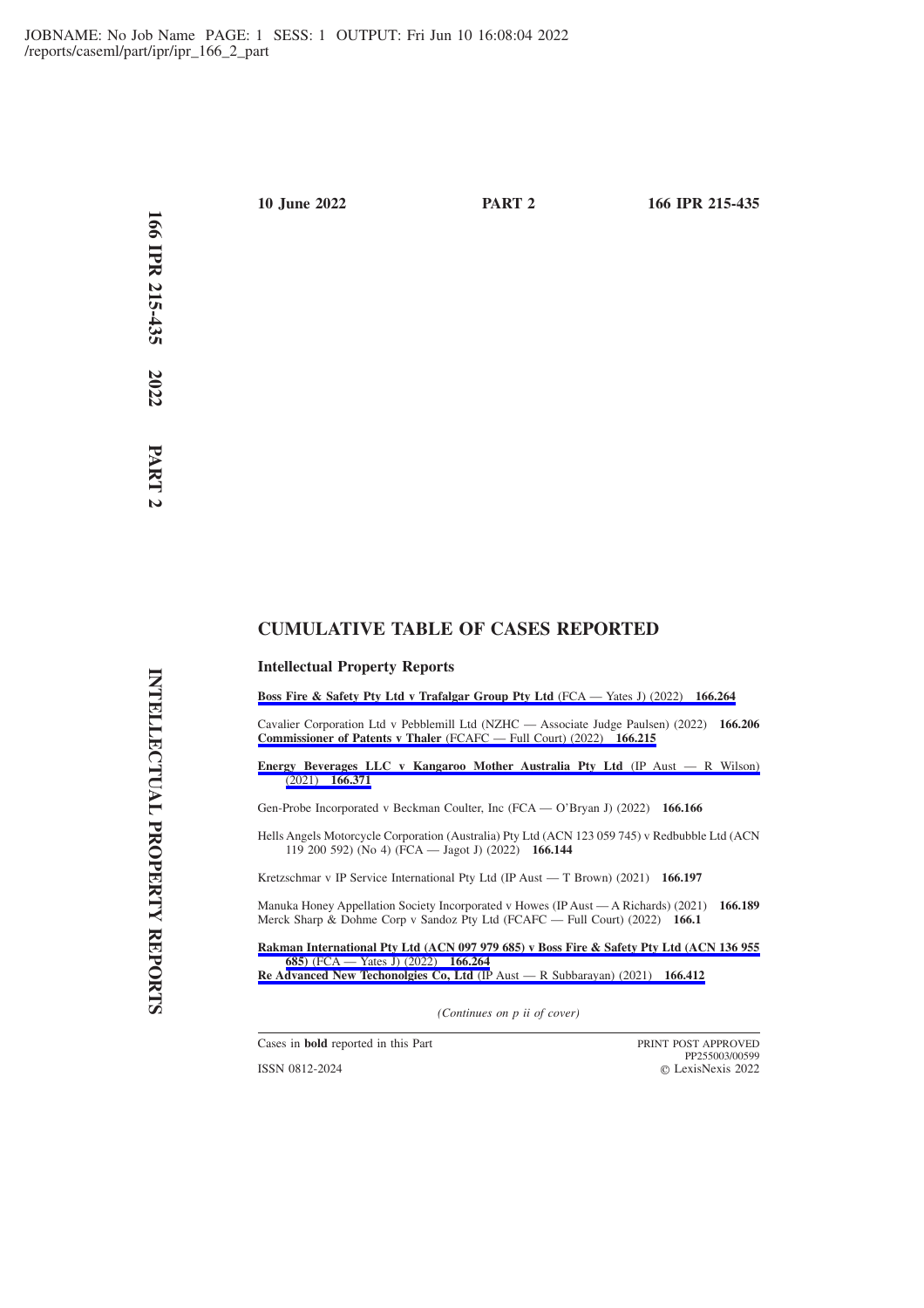**10 June 2022** **PART 2** **166 IPR 215-435**

## CUMULATIVE TABLE OF CASES REPORTED

### Intellectual Property Reports

**Boss Fire & Safety Pty Ltd v Trafalgar Group Pty Ltd** (FCA — Yates J) (2022) **166.264**

Cavalier Corporation Ltd v Pebblemill Ltd (NZHC — Associate Judge Paulsen) (2022) **166.206**

**Commissioner of Patents v Thaler** (FCAFC — Full Court) (2022) **166.215**

**Energy Beverages LLC v Kangaroo Mother Australia Pty Ltd** (IP Aust — R Wilson) (2021) **166.371**

Gen-Probe Incorporated v Beckman Coulter, Inc (FCA — O'Bryan J) (2022) **166.166**

Hells Angels Motorcycle Corporation (Australia) Pty Ltd (ACN 123 059 745) v Redbubble Ltd (ACN 119 200 592) (No 4) (FCA — Jagot J) (2022) **166.144**

Kretzschmar v IP Service International Pty Ltd (IP Aust — T Brown) (2021) **166.197**

Manuka Honey Appellation Society Incorporated v Howes (IP Aust — A Richards) (2021) **166.189**

Merck Sharp & Dohme Corp v Sandoz Pty Ltd (FCAFC — Full Court) (2022) **166.1**

**Rakman International Pty Ltd (ACN 097 979 685) v Boss Fire & Safety Pty Ltd (ACN 136 955 685)** (FCA — Yates J) (2022) **166.264**

**Re Advanced New Techonolgies Co, Ltd** (IP Aust — R Subbarayan) (2021) **166.412**

*(Continues on p ii of cover)*

Cases in **bold** reported in this Part

ISSN 0812-2024

PRINT POST APPROVED PP255003/00599

© LexisNexis 2022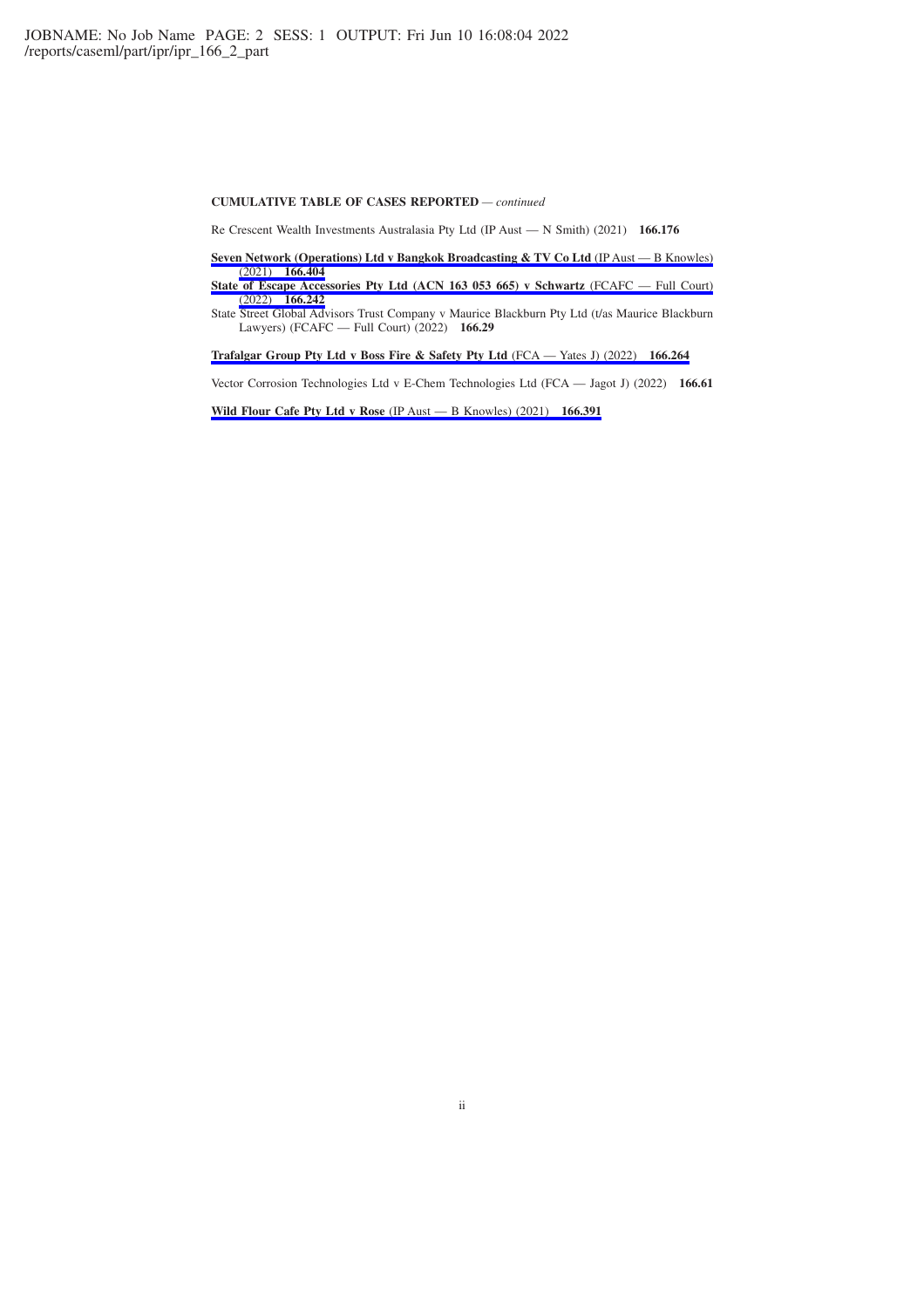**CUMULATIVE TABLE OF CASES REPORTED** — *continued*

Re Crescent Wealth Investments Australasia Pty Ltd (IP Aust — N Smith) (2021) **166.176**

**Seven Network (Operations) Ltd v Bangkok Broadcasting & TV Co Ltd** (IP Aust — B Knowles) (2021) **166.404**

**State of Escape Accessories Pty Ltd (ACN 163 053 665) v Schwartz** (FCAFC — Full Court) (2022) **166.242**

State Street Global Advisors Trust Company v Maurice Blackburn Pty Ltd (t/as Maurice Blackburn Lawyers) (FCAFC — Full Court) (2022) **166.29**

**Trafalgar Group Pty Ltd v Boss Fire & Safety Pty Ltd** (FCA — Yates J) (2022) **166.264**

Vector Corrosion Technologies Ltd v E-Chem Technologies Ltd (FCA — Jagot J) (2022) **166.61**

**Wild Flour Cafe Pty Ltd v Rose** (IP Aust — B Knowles) (2021) **166.391**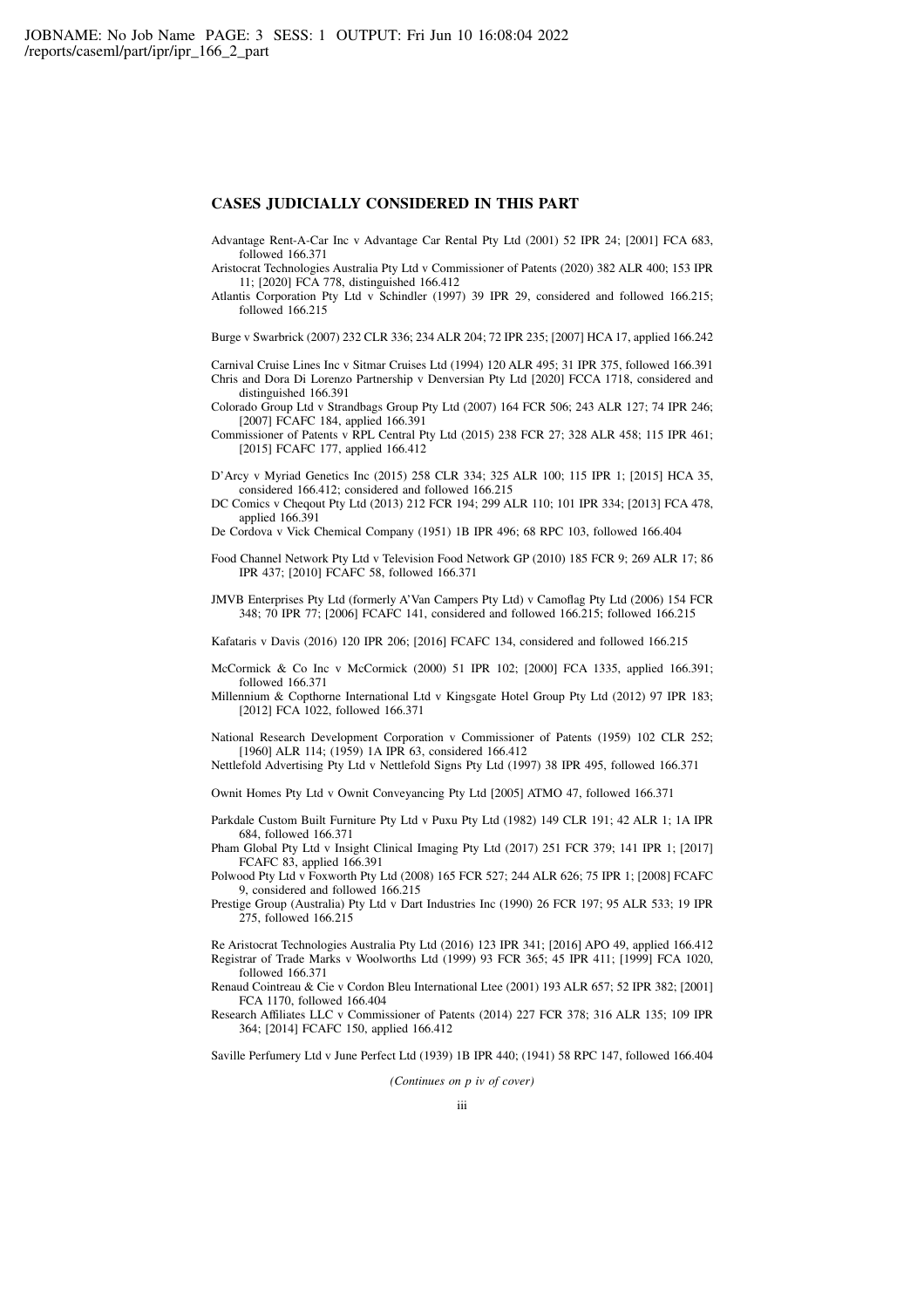## CASES JUDICIALLY CONSIDERED IN THIS PART

Advantage Rent-A-Car Inc v Advantage Car Rental Pty Ltd (2001) 52 IPR 24; [2001] FCA 683, followed 166.371

Aristocrat Technologies Australia Pty Ltd v Commissioner of Patents (2020) 382 ALR 400; 153 IPR 11; [2020] FCA 778, distinguished 166.412

Atlantis Corporation Pty Ltd v Schindler (1997) 39 IPR 29, considered and followed 166.215; followed 166.215

Burge v Swarbrick (2007) 232 CLR 336; 234 ALR 204; 72 IPR 235; [2007] HCA 17, applied 166.242

Carnival Cruise Lines Inc v Sitmar Cruises Ltd (1994) 120 ALR 495; 31 IPR 375, followed 166.391

Chris and Dora Di Lorenzo Partnership v Denversian Pty Ltd [2020] FCCA 1718, considered and distinguished 166.391

Colorado Group Ltd v Strandbags Group Pty Ltd (2007) 164 FCR 506; 243 ALR 127; 74 IPR 246; [2007] FCAFC 184, applied 166.391

Commissioner of Patents v RPL Central Pty Ltd (2015) 238 FCR 27; 328 ALR 458; 115 IPR 461; [2015] FCAFC 177, applied 166.412

D'Arcy v Myriad Genetics Inc (2015) 258 CLR 334; 325 ALR 100; 115 IPR 1; [2015] HCA 35, considered 166.412; considered and followed 166.215

DC Comics v Cheqout Pty Ltd (2013) 212 FCR 194; 299 ALR 110; 101 IPR 334; [2013] FCA 478, applied 166.391

De Cordova v Vick Chemical Company (1951) 1B IPR 496; 68 RPC 103, followed 166.404

Food Channel Network Pty Ltd v Television Food Network GP (2010) 185 FCR 9; 269 ALR 17; 86 IPR 437; [2010] FCAFC 58, followed 166.371

JMVB Enterprises Pty Ltd (formerly A'Van Campers Pty Ltd) v Camoflag Pty Ltd (2006) 154 FCR 348; 70 IPR 77; [2006] FCAFC 141, considered and followed 166.215; followed 166.215

Kafataris v Davis (2016) 120 IPR 206; [2016] FCAFC 134, considered and followed 166.215

McCormick & Co Inc v McCormick (2000) 51 IPR 102; [2000] FCA 1335, applied 166.391; followed 166.371

Millennium & Copthorne International Ltd v Kingsgate Hotel Group Pty Ltd (2012) 97 IPR 183; [2012] FCA 1022, followed 166.371

National Research Development Corporation v Commissioner of Patents (1959) 102 CLR 252; [1960] ALR 114; (1959) 1A IPR 63, considered 166.412

Nettlefold Advertising Pty Ltd v Nettlefold Signs Pty Ltd (1997) 38 IPR 495, followed 166.371

Ownit Homes Pty Ltd v Ownit Conveyancing Pty Ltd [2005] ATMO 47, followed 166.371

Parkdale Custom Built Furniture Pty Ltd v Puxu Pty Ltd (1982) 149 CLR 191; 42 ALR 1; 1A IPR 684, followed 166.371

Pham Global Pty Ltd v Insight Clinical Imaging Pty Ltd (2017) 251 FCR 379; 141 IPR 1; [2017] FCAFC 83, applied 166.391

Polwood Pty Ltd v Foxworth Pty Ltd (2008) 165 FCR 527; 244 ALR 626; 75 IPR 1; [2008] FCAFC 9, considered and followed 166.215

Prestige Group (Australia) Pty Ltd v Dart Industries Inc (1990) 26 FCR 197; 95 ALR 533; 19 IPR 275, followed 166.215

Re Aristocrat Technologies Australia Pty Ltd (2016) 123 IPR 341; [2016] APO 49, applied 166.412

Registrar of Trade Marks v Woolworths Ltd (1999) 93 FCR 365; 45 IPR 411; [1999] FCA 1020, followed 166.371

Renaud Cointreau & Cie v Cordon Bleu International Ltee (2001) 193 ALR 657; 52 IPR 382; [2001] FCA 1170, followed 166.404

Research Affiliates LLC v Commissioner of Patents (2014) 227 FCR 378; 316 ALR 135; 109 IPR 364; [2014] FCAFC 150, applied 166.412

Saville Perfumery Ltd v June Perfect Ltd (1939) 1B IPR 440; (1941) 58 RPC 147, followed 166.404

*(Continues on p iv of cover)*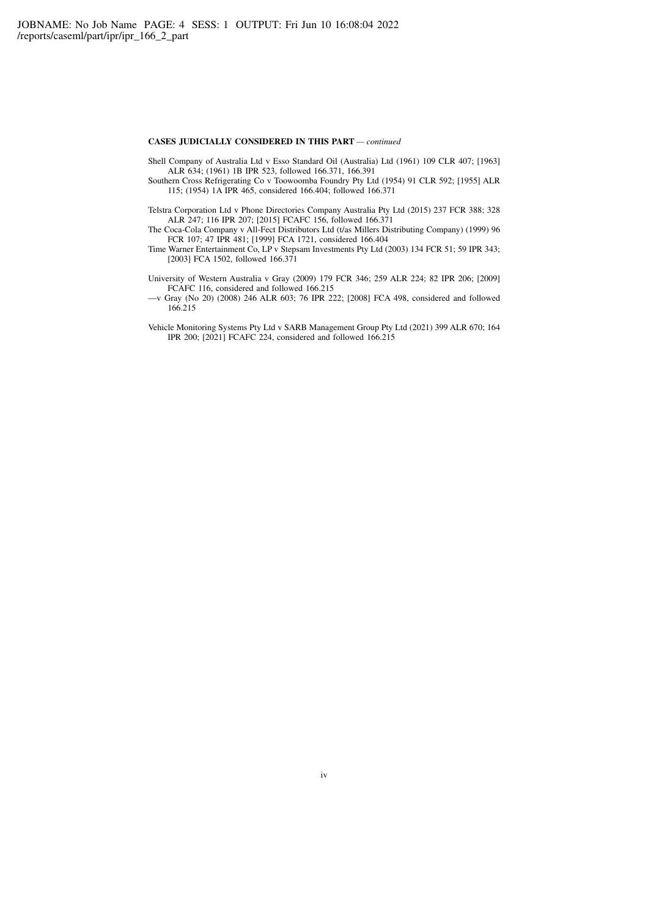**CASES JUDICIALLY CONSIDERED IN THIS PART** — *continued*

Shell Company of Australia Ltd v Esso Standard Oil (Australia) Ltd (1961) 109 CLR 407; [1963] ALR 634; (1961) 1B IPR 523, followed 166.371, 166.391

Southern Cross Refrigerating Co v Toowoomba Foundry Pty Ltd (1954) 91 CLR 592; [1955] ALR 115; (1954) 1A IPR 465, considered 166.404; followed 166.371

Telstra Corporation Ltd v Phone Directories Company Australia Pty Ltd (2015) 237 FCR 388; 328 ALR 247; 116 IPR 207; [2015] FCAFC 156, followed 166.371

The Coca-Cola Company v All-Fect Distributors Ltd (t/as Millers Distributing Company) (1999) 96 FCR 107; 47 IPR 481; [1999] FCA 1721, considered 166.404

Time Warner Entertainment Co, LP v Stepsam Investments Pty Ltd (2003) 134 FCR 51; 59 IPR 343; [2003] FCA 1502, followed 166.371

University of Western Australia v Gray (2009) 179 FCR 346; 259 ALR 224; 82 IPR 206; [2009] FCAFC 116, considered and followed 166.215

—v Gray (No 20) (2008) 246 ALR 603; 76 IPR 222; [2008] FCA 498, considered and followed 166.215

Vehicle Monitoring Systems Pty Ltd v SARB Management Group Pty Ltd (2021) 399 ALR 670; 164 IPR 200; [2021] FCAFC 224, considered and followed 166.215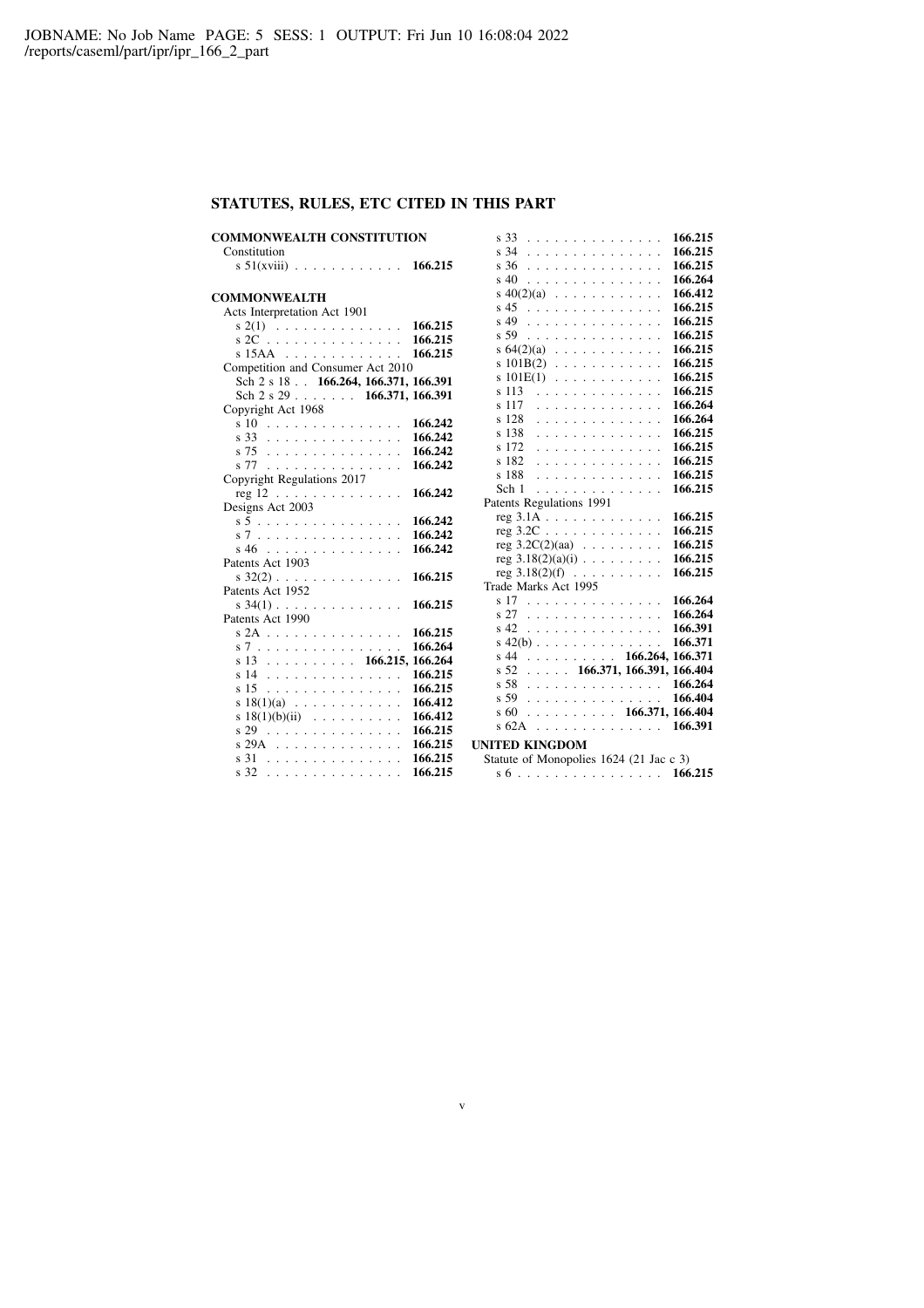## STATUTES, RULES, ETC CITED IN THIS PART

**COMMONWEALTH CONSTITUTION**

Constitution

- s 51(xviii) . . . . . . . . . . . . **166.215**

**COMMONWEALTH**

Acts Interpretation Act 1901

- s 2(1) . . . . . . . . . . . . . . **166.215**
- s 2C . . . . . . . . . . . . . . . **166.215**
- s 15AA . . . . . . . . . . . . . **166.215**

Competition and Consumer Act 2010

- Sch 2 s 18 . . **166.264, 166.371, 166.391**
- Sch 2 s 29 . . . . . . . **166.371, 166.391**

Copyright Act 1968

- s 10 . . . . . . . . . . . . . . . **166.242**
- s 33 . . . . . . . . . . . . . . . **166.242**
- s 75 . . . . . . . . . . . . . . . **166.242**
- s 77 . . . . . . . . . . . . . . . **166.242**

Copyright Regulations 2017

- reg 12 . . . . . . . . . . . . . . **166.242**

Designs Act 2003

- s 5 . . . . . . . . . . . . . . . . **166.242**
- s 7 . . . . . . . . . . . . . . . . **166.242**
- s 46 . . . . . . . . . . . . . . . **166.242**

Patents Act 1903

- s 32(2) . . . . . . . . . . . . . . **166.215**

Patents Act 1952

- s 34(1) . . . . . . . . . . . . . . **166.215**

Patents Act 1990

- s 2A . . . . . . . . . . . . . . . **166.215**
- s 7 . . . . . . . . . . . . . . . . **166.264**
- s 13 . . . . . . . . . . **166.215, 166.264**
- s 14 . . . . . . . . . . . . . . . **166.215**
- s 15 . . . . . . . . . . . . . . . **166.215**
- s 18(1)(a) . . . . . . . . . . . . **166.412**
- s 18(1)(b)(ii) . . . . . . . . . . **166.412**
- s 29 . . . . . . . . . . . . . . . **166.215**
- s 29A . . . . . . . . . . . . . . **166.215**
- s 31 . . . . . . . . . . . . . . . **166.215**
- s 32 . . . . . . . . . . . . . . . **166.215**
- s 33 . . . . . . . . . . . . . . . **166.215**
- s 34 . . . . . . . . . . . . . . . **166.215**
- s 36 . . . . . . . . . . . . . . . **166.215**
- s 40 . . . . . . . . . . . . . . . **166.264**
- s 40(2)(a) . . . . . . . . . . . . **166.412**
- s 45 . . . . . . . . . . . . . . . **166.215**
- s 49 . . . . . . . . . . . . . . . **166.215**
- s 59 . . . . . . . . . . . . . . . **166.215**
- s 64(2)(a) . . . . . . . . . . . . **166.215**
- s 101B(2) . . . . . . . . . . . . **166.215**
- s 101E(1) . . . . . . . . . . . . **166.215**
- s 113 . . . . . . . . . . . . . . **166.215**
- s 117 . . . . . . . . . . . . . . **166.264**
- s 128 . . . . . . . . . . . . . . **166.264**
- s 138 . . . . . . . . . . . . . . **166.215**
- s 172 . . . . . . . . . . . . . . **166.215**
- s 182 . . . . . . . . . . . . . . **166.215**
- s 188 . . . . . . . . . . . . . . **166.215**
- Sch 1 . . . . . . . . . . . . . . **166.215**

Patents Regulations 1991

- reg 3.1A . . . . . . . . . . . . . **166.215**
- reg 3.2C . . . . . . . . . . . . . **166.215**
- reg 3.2C(2)(aa) . . . . . . . . . **166.215**
- reg 3.18(2)(a)(i) . . . . . . . . . **166.215**
- reg 3.18(2)(f) . . . . . . . . . . **166.215**

Trade Marks Act 1995

- s 17 . . . . . . . . . . . . . . . **166.264**
- s 27 . . . . . . . . . . . . . . . **166.264**
- s 42 . . . . . . . . . . . . . . . **166.391**
- s 42(b) . . . . . . . . . . . . . . **166.371**
- s 44 . . . . . . . . . . **166.264, 166.371**
- s 52 . . . . . **166.371, 166.391, 166.404**
- s 58 . . . . . . . . . . . . . . . **166.264**
- s 59 . . . . . . . . . . . . . . . **166.404**
- s 60 . . . . . . . . . . **166.371, 166.404**
- s 62A . . . . . . . . . . . . . . **166.391**

**UNITED KINGDOM**

Statute of Monopolies 1624 (21 Jac c 3)

- s 6 . . . . . . . . . . . . . . . . **166.215**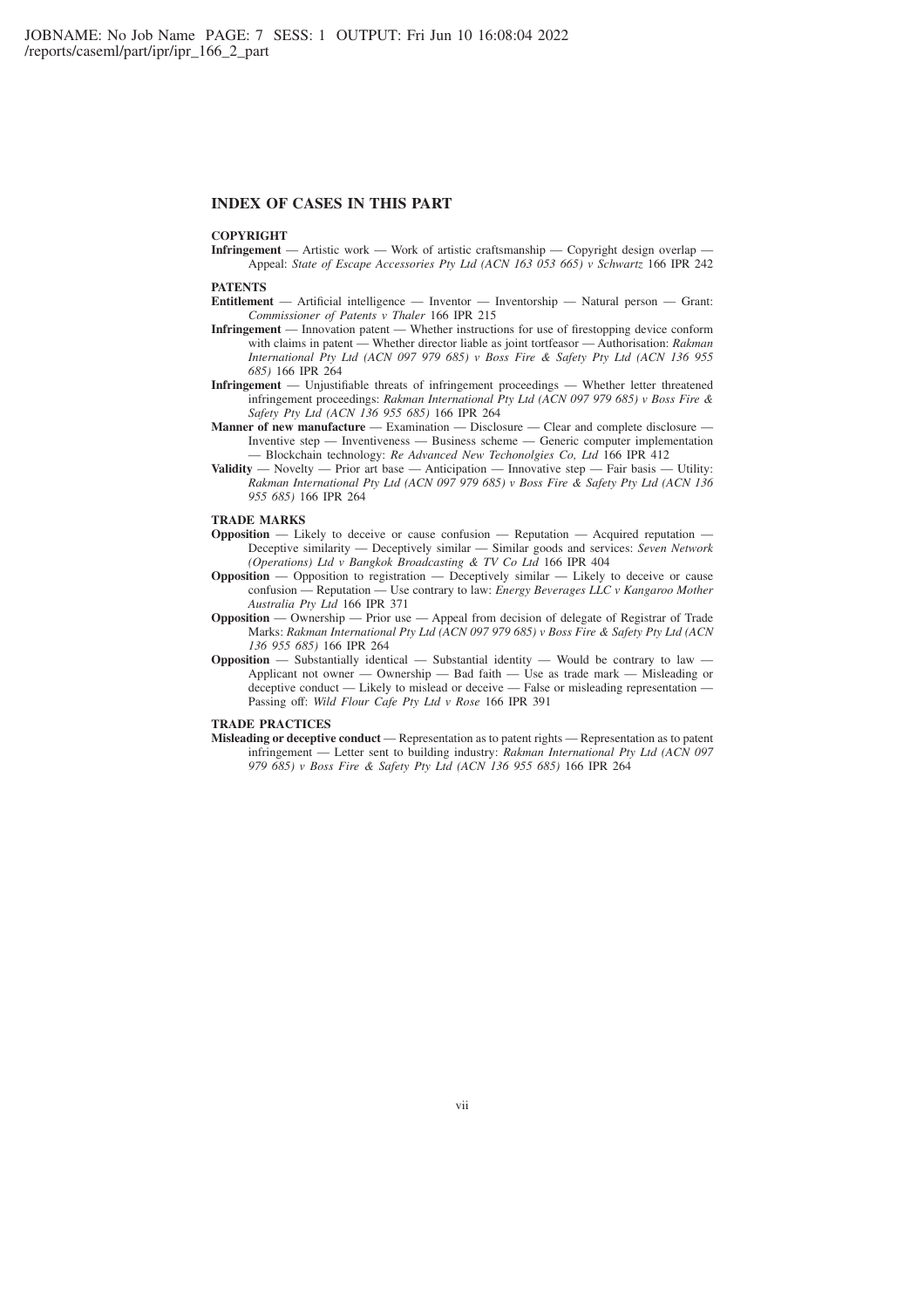## INDEX OF CASES IN THIS PART

### COPYRIGHT

**Infringement** — Artistic work — Work of artistic craftsmanship — Copyright design overlap — Appeal: *State of Escape Accessories Pty Ltd (ACN 163 053 665) v Schwartz* 166 IPR 242

### PATENTS

**Entitlement** — Artificial intelligence — Inventor — Inventorship — Natural person — Grant: *Commissioner of Patents v Thaler* 166 IPR 215

**Infringement** — Innovation patent — Whether instructions for use of firestopping device conform with claims in patent — Whether director liable as joint tortfeasor — Authorisation: *Rakman International Pty Ltd (ACN 097 979 685) v Boss Fire & Safety Pty Ltd (ACN 136 955 685)* 166 IPR 264

**Infringement** — Unjustifiable threats of infringement proceedings — Whether letter threatened infringement proceedings: *Rakman International Pty Ltd (ACN 097 979 685) v Boss Fire & Safety Pty Ltd (ACN 136 955 685)* 166 IPR 264

**Manner of new manufacture** — Examination — Disclosure — Clear and complete disclosure — Inventive step — Inventiveness — Business scheme — Generic computer implementation — Blockchain technology: *Re Advanced New Techonolgies Co, Ltd* 166 IPR 412

**Validity** — Novelty — Prior art base — Anticipation — Innovative step — Fair basis — Utility: *Rakman International Pty Ltd (ACN 097 979 685) v Boss Fire & Safety Pty Ltd (ACN 136 955 685)* 166 IPR 264

### TRADE MARKS

**Opposition** — Likely to deceive or cause confusion — Reputation — Acquired reputation — Deceptive similarity — Deceptively similar — Similar goods and services: *Seven Network (Operations) Ltd v Bangkok Broadcasting & TV Co Ltd* 166 IPR 404

**Opposition** — Opposition to registration — Deceptively similar — Likely to deceive or cause confusion — Reputation — Use contrary to law: *Energy Beverages LLC v Kangaroo Mother Australia Pty Ltd* 166 IPR 371

**Opposition** — Ownership — Prior use — Appeal from decision of delegate of Registrar of Trade Marks: *Rakman International Pty Ltd (ACN 097 979 685) v Boss Fire & Safety Pty Ltd (ACN 136 955 685)* 166 IPR 264

**Opposition** — Substantially identical — Substantial identity — Would be contrary to law — Applicant not owner — Ownership — Bad faith — Use as trade mark — Misleading or deceptive conduct — Likely to mislead or deceive — False or misleading representation — Passing off: *Wild Flour Cafe Pty Ltd v Rose* 166 IPR 391

### TRADE PRACTICES

**Misleading or deceptive conduct** — Representation as to patent rights — Representation as to patent infringement — Letter sent to building industry: *Rakman International Pty Ltd (ACN 097 979 685) v Boss Fire & Safety Pty Ltd (ACN 136 955 685)* 166 IPR 264